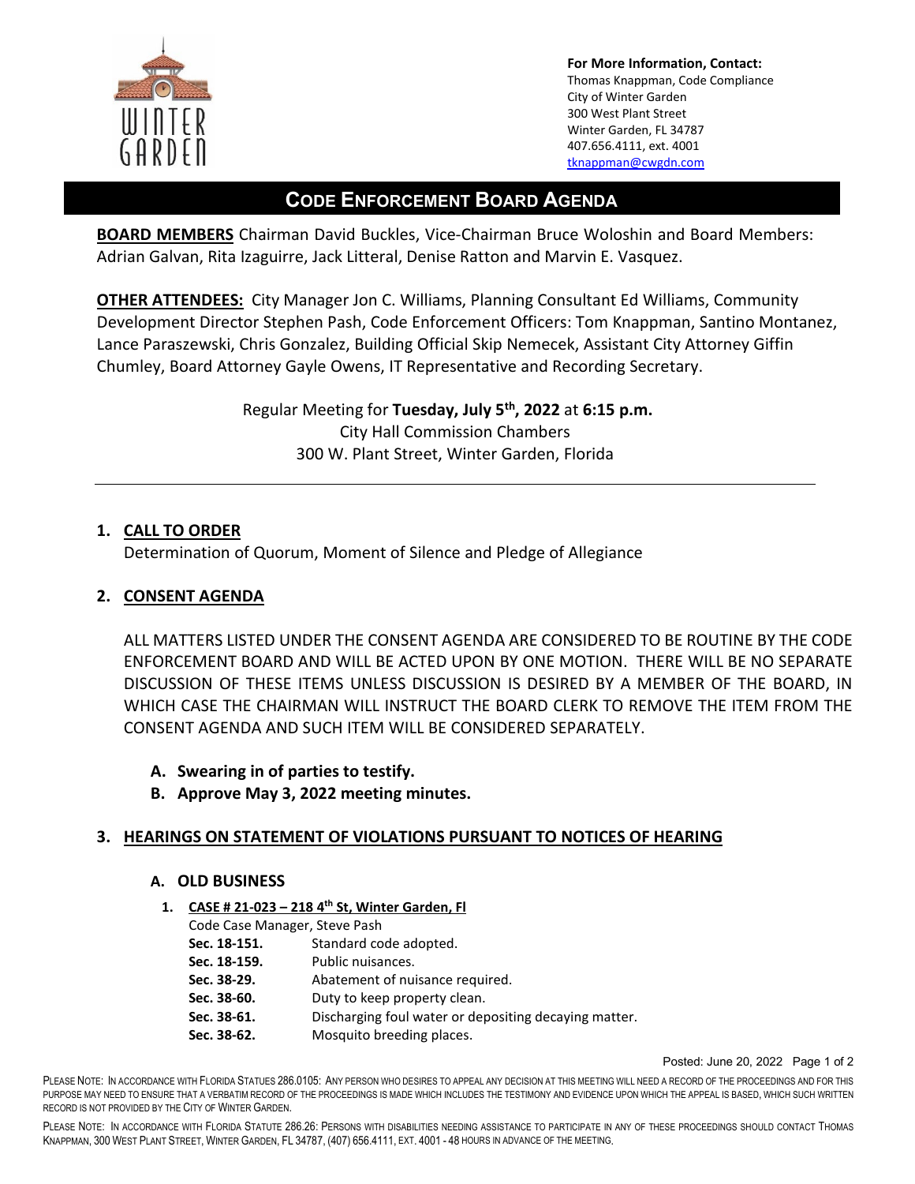**For More Information, Contact:**
Thomas Knappman, Code Compliance
City of Winter Garden
300 West Plant Street
Winter Garden, FL 34787
407.656.4111, ext. 4001
tknappman@cwgdn.com

# CODE ENFORCEMENT BOARD AGENDA

**BOARD MEMBERS** Chairman David Buckles, Vice-Chairman Bruce Woloshin and Board Members: Adrian Galvan, Rita Izaguirre, Jack Litteral, Denise Ratton and Marvin E. Vasquez.

**OTHER ATTENDEES:** City Manager Jon C. Williams, Planning Consultant Ed Williams, Community Development Director Stephen Pash, Code Enforcement Officers: Tom Knappman, Santino Montanez, Lance Paraszewski, Chris Gonzalez, Building Official Skip Nemecek, Assistant City Attorney Giffin Chumley, Board Attorney Gayle Owens, IT Representative and Recording Secretary.

Regular Meeting for **Tuesday, July 5th, 2022** at **6:15 p.m.**
City Hall Commission Chambers
300 W. Plant Street, Winter Garden, Florida

---

## 1. CALL TO ORDER

Determination of Quorum, Moment of Silence and Pledge of Allegiance

## 2. CONSENT AGENDA

ALL MATTERS LISTED UNDER THE CONSENT AGENDA ARE CONSIDERED TO BE ROUTINE BY THE CODE ENFORCEMENT BOARD AND WILL BE ACTED UPON BY ONE MOTION. THERE WILL BE NO SEPARATE DISCUSSION OF THESE ITEMS UNLESS DISCUSSION IS DESIRED BY A MEMBER OF THE BOARD, IN WHICH CASE THE CHAIRMAN WILL INSTRUCT THE BOARD CLERK TO REMOVE THE ITEM FROM THE CONSENT AGENDA AND SUCH ITEM WILL BE CONSIDERED SEPARATELY.

- **A. Swearing in of parties to testify.**
- **B. Approve May 3, 2022 meeting minutes.**

## 3. HEARINGS ON STATEMENT OF VIOLATIONS PURSUANT TO NOTICES OF HEARING

### A. OLD BUSINESS

1. **CASE # 21-023 – 218 4th St, Winter Garden, Fl**
   Code Case Manager, Steve Pash
   **Sec. 18-151.** Standard code adopted.
   **Sec. 18-159.** Public nuisances.
   **Sec. 38-29.** Abatement of nuisance required.
   **Sec. 38-60.** Duty to keep property clean.
   **Sec. 38-61.** Discharging foul water or depositing decaying matter.
   **Sec. 38-62.** Mosquito breeding places.

Posted: June 20, 2022

PLEASE NOTE: IN ACCORDANCE WITH FLORIDA STATUES 286.0105: ANY PERSON WHO DESIRES TO APPEAL ANY DECISION AT THIS MEETING WILL NEED A RECORD OF THE PROCEEDINGS AND FOR THIS PURPOSE MAY NEED TO ENSURE THAT A VERBATIM RECORD OF THE PROCEEDINGS IS MADE WHICH INCLUDES THE TESTIMONY AND EVIDENCE UPON WHICH THE APPEAL IS BASED, WHICH SUCH WRITTEN RECORD IS NOT PROVIDED BY THE CITY OF WINTER GARDEN.

PLEASE NOTE: IN ACCORDANCE WITH FLORIDA STATUTE 286.26: PERSONS WITH DISABILITIES NEEDING ASSISTANCE TO PARTICIPATE IN ANY OF THESE PROCEEDINGS SHOULD CONTACT THOMAS KNAPPMAN, 300 WEST PLANT STREET, WINTER GARDEN, FL 34787, (407) 656.4111, EXT. 4001 - 48 HOURS IN ADVANCE OF THE MEETING.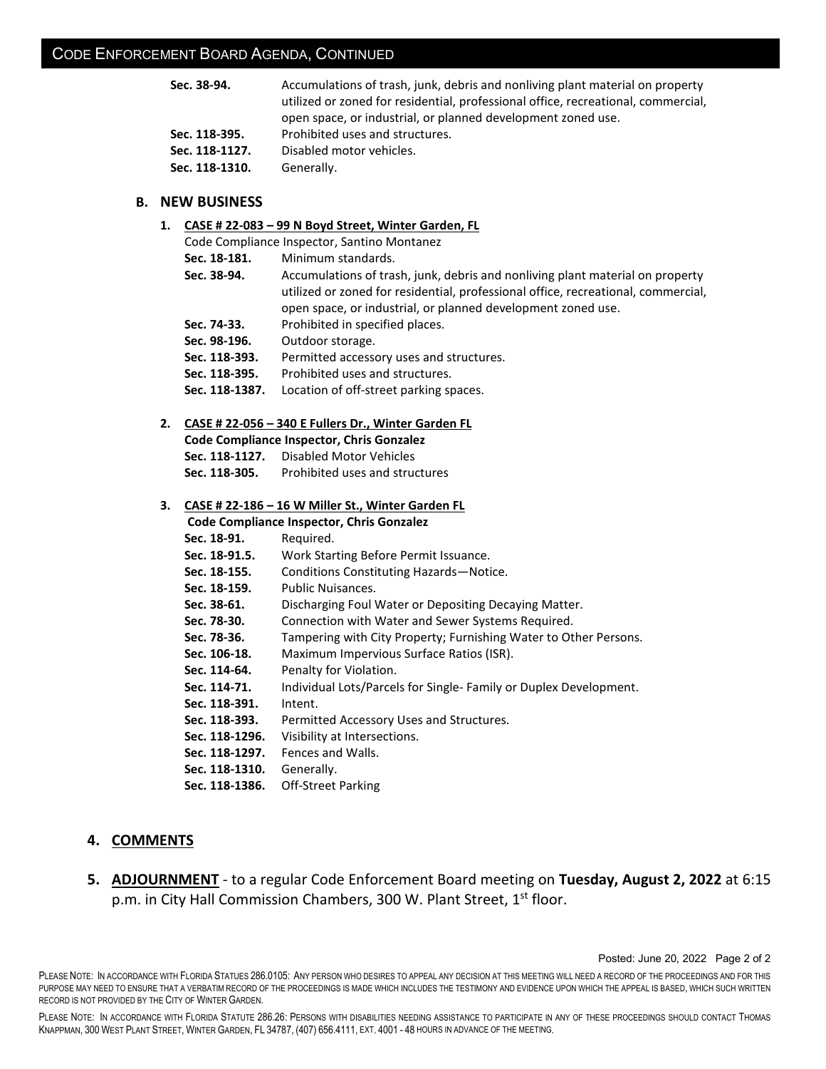## Code Enforcement Board Agenda, Continued

**Sec. 38-94.** Accumulations of trash, junk, debris and nonliving plant material on property utilized or zoned for residential, professional office, recreational, commercial, open space, or industrial, or planned development zoned use.
**Sec. 118-395.** Prohibited uses and structures.
**Sec. 118-1127.** Disabled motor vehicles.
**Sec. 118-1310.** Generally.

### B. NEW BUSINESS

1. **CASE # 22-083 – 99 N Boyd Street, Winter Garden, FL**
   Code Compliance Inspector, Santino Montanez
   **Sec. 18-181.** Minimum standards.
   **Sec. 38-94.** Accumulations of trash, junk, debris and nonliving plant material on property utilized or zoned for residential, professional office, recreational, commercial, open space, or industrial, or planned development zoned use.
   **Sec. 74-33.** Prohibited in specified places.
   **Sec. 98-196.** Outdoor storage.
   **Sec. 118-393.** Permitted accessory uses and structures.
   **Sec. 118-395.** Prohibited uses and structures.
   **Sec. 118-1387.** Location of off-street parking spaces.

2. **CASE # 22-056 – 340 E Fullers Dr., Winter Garden FL**
   **Code Compliance Inspector, Chris Gonzalez**
   **Sec. 118-1127.** Disabled Motor Vehicles
   **Sec. 118-305.** Prohibited uses and structures

3. **CASE # 22-186 – 16 W Miller St., Winter Garden FL**
   **Code Compliance Inspector, Chris Gonzalez**
   **Sec. 18-91.** Required.
   **Sec. 18-91.5.** Work Starting Before Permit Issuance.
   **Sec. 18-155.** Conditions Constituting Hazards—Notice.
   **Sec. 18-159.** Public Nuisances.
   **Sec. 38-61.** Discharging Foul Water or Depositing Decaying Matter.
   **Sec. 78-30.** Connection with Water and Sewer Systems Required.
   **Sec. 78-36.** Tampering with City Property; Furnishing Water to Other Persons.
   **Sec. 106-18.** Maximum Impervious Surface Ratios (ISR).
   **Sec. 114-64.** Penalty for Violation.
   **Sec. 114-71.** Individual Lots/Parcels for Single- Family or Duplex Development.
   **Sec. 118-391.** Intent.
   **Sec. 118-393.** Permitted Accessory Uses and Structures.
   **Sec. 118-1296.** Visibility at Intersections.
   **Sec. 118-1297.** Fences and Walls.
   **Sec. 118-1310.** Generally.
   **Sec. 118-1386.** Off-Street Parking

## 4. COMMENTS

## 5. ADJOURNMENT - to a regular Code Enforcement Board meeting on **Tuesday, August 2, 2022** at 6:15 p.m. in City Hall Commission Chambers, 300 W. Plant Street, 1st floor.

Posted: June 20, 2022

PLEASE NOTE: IN ACCORDANCE WITH FLORIDA STATUES 286.0105: ANY PERSON WHO DESIRES TO APPEAL ANY DECISION AT THIS MEETING WILL NEED A RECORD OF THE PROCEEDINGS AND FOR THIS PURPOSE MAY NEED TO ENSURE THAT A VERBATIM RECORD OF THE PROCEEDINGS IS MADE WHICH INCLUDES THE TESTIMONY AND EVIDENCE UPON WHICH THE APPEAL IS BASED, WHICH SUCH WRITTEN RECORD IS NOT PROVIDED BY THE CITY OF WINTER GARDEN.

PLEASE NOTE: IN ACCORDANCE WITH FLORIDA STATUTE 286.26: PERSONS WITH DISABILITIES NEEDING ASSISTANCE TO PARTICIPATE IN ANY OF THESE PROCEEDINGS SHOULD CONTACT THOMAS KNAPPMAN, 300 WEST PLANT STREET, WINTER GARDEN, FL 34787, (407) 656.4111, EXT. 4001 - 48 HOURS IN ADVANCE OF THE MEETING.